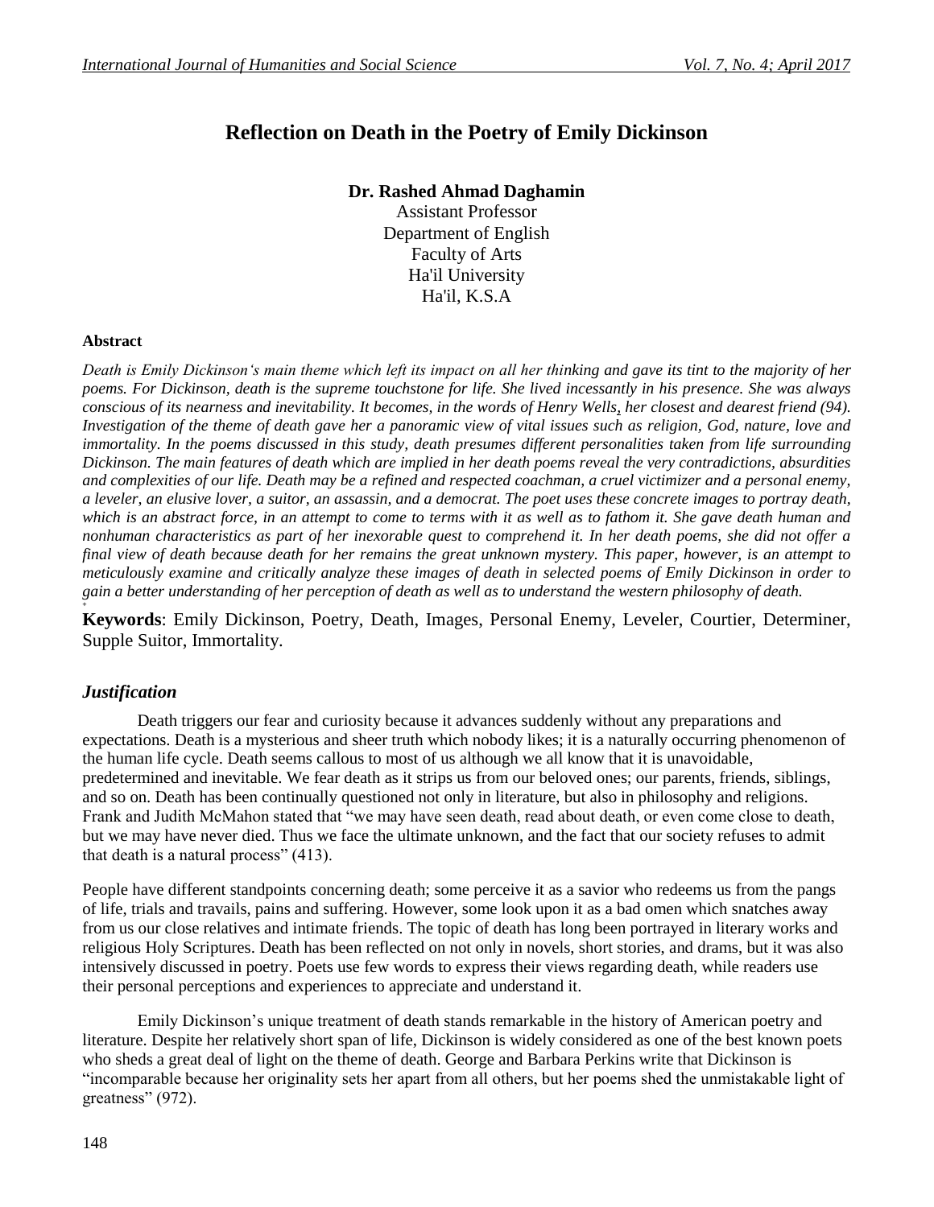# Reflection on Death in the Poetry of Emily Dickinson

**Dr. Rashed Ahmad Daghamin**
Assistant Professor
Department of English
Faculty of Arts
Ha'il University
Ha'il, K.S.A

**Abstract**

*Death is Emily Dickinson's main theme which left its impact on all her thinking and gave its tint to the majority of her poems. For Dickinson, death is the supreme touchstone for life. She lived incessantly in his presence. She was always conscious of its nearness and inevitability. It becomes, in the words of Henry Wells, her closest and dearest friend (94). Investigation of the theme of death gave her a panoramic view of vital issues such as religion, God, nature, love and immortality. In the poems discussed in this study, death presumes different personalities taken from life surrounding Dickinson. The main features of death which are implied in her death poems reveal the very contradictions, absurdities and complexities of our life. Death may be a refined and respected coachman, a cruel victimizer and a personal enemy, a leveler, an elusive lover, a suitor, an assassin, and a democrat. The poet uses these concrete images to portray death, which is an abstract force, in an attempt to come to terms with it as well as to fathom it. She gave death human and nonhuman characteristics as part of her inexorable quest to comprehend it. In her death poems, she did not offer a final view of death because death for her remains the great unknown mystery. This paper, however, is an attempt to meticulously examine and critically analyze these images of death in selected poems of Emily Dickinson in order to gain a better understanding of her perception of death as well as to understand the western philosophy of death.*

**Keywords**: Emily Dickinson, Poetry, Death, Images, Personal Enemy, Leveler, Courtier, Determiner, Supple Suitor, Immortality.

## *Justification*

Death triggers our fear and curiosity because it advances suddenly without any preparations and expectations. Death is a mysterious and sheer truth which nobody likes; it is a naturally occurring phenomenon of the human life cycle. Death seems callous to most of us although we all know that it is unavoidable, predetermined and inevitable. We fear death as it strips us from our beloved ones; our parents, friends, siblings, and so on. Death has been continually questioned not only in literature, but also in philosophy and religions. Frank and Judith McMahon stated that "we may have seen death, read about death, or even come close to death, but we may have never died. Thus we face the ultimate unknown, and the fact that our society refuses to admit that death is a natural process" (413).

People have different standpoints concerning death; some perceive it as a savior who redeems us from the pangs of life, trials and travails, pains and suffering. However, some look upon it as a bad omen which snatches away from us our close relatives and intimate friends. The topic of death has long been portrayed in literary works and religious Holy Scriptures. Death has been reflected on not only in novels, short stories, and drams, but it was also intensively discussed in poetry. Poets use few words to express their views regarding death, while readers use their personal perceptions and experiences to appreciate and understand it.

Emily Dickinson's unique treatment of death stands remarkable in the history of American poetry and literature. Despite her relatively short span of life, Dickinson is widely considered as one of the best known poets who sheds a great deal of light on the theme of death. George and Barbara Perkins write that Dickinson is "incomparable because her originality sets her apart from all others, but her poems shed the unmistakable light of greatness" (972).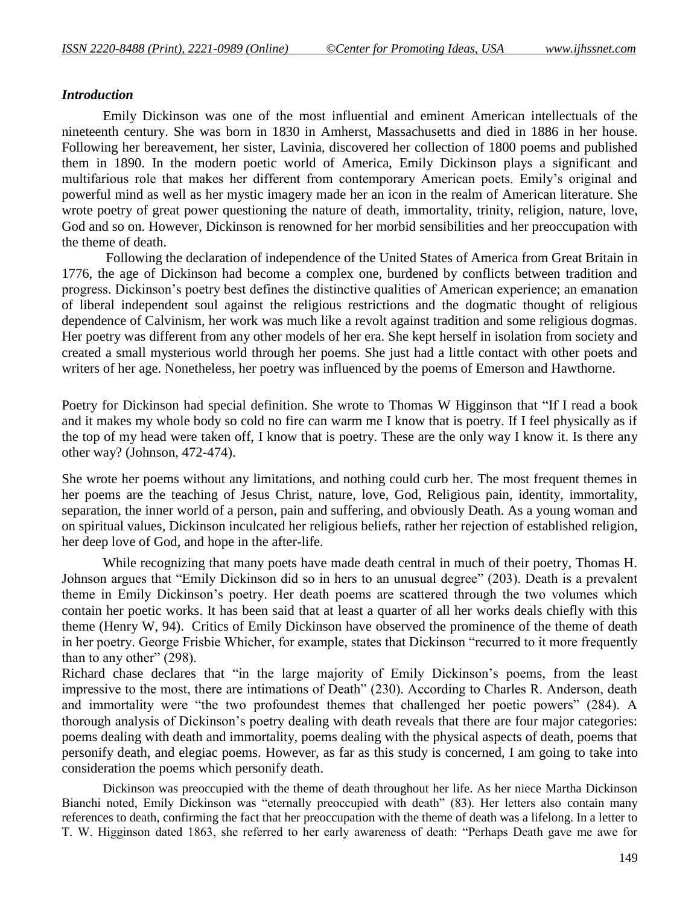### *Introduction*

Emily Dickinson was one of the most influential and eminent American intellectuals of the nineteenth century. She was born in 1830 in Amherst, Massachusetts and died in 1886 in her house. Following her bereavement, her sister, Lavinia, discovered her collection of 1800 poems and published them in 1890. In the modern poetic world of America, Emily Dickinson plays a significant and multifarious role that makes her different from contemporary American poets. Emily's original and powerful mind as well as her mystic imagery made her an icon in the realm of American literature. She wrote poetry of great power questioning the nature of death, immortality, trinity, religion, nature, love, God and so on. However, Dickinson is renowned for her morbid sensibilities and her preoccupation with the theme of death.

Following the declaration of independence of the United States of America from Great Britain in 1776, the age of Dickinson had become a complex one, burdened by conflicts between tradition and progress. Dickinson's poetry best defines the distinctive qualities of American experience; an emanation of liberal independent soul against the religious restrictions and the dogmatic thought of religious dependence of Calvinism, her work was much like a revolt against tradition and some religious dogmas. Her poetry was different from any other models of her era. She kept herself in isolation from society and created a small mysterious world through her poems. She just had a little contact with other poets and writers of her age. Nonetheless, her poetry was influenced by the poems of Emerson and Hawthorne.

Poetry for Dickinson had special definition. She wrote to Thomas W Higginson that "If I read a book and it makes my whole body so cold no fire can warm me I know that is poetry. If I feel physically as if the top of my head were taken off, I know that is poetry. These are the only way I know it. Is there any other way? (Johnson, 472-474).

She wrote her poems without any limitations, and nothing could curb her. The most frequent themes in her poems are the teaching of Jesus Christ, nature, love, God, Religious pain, identity, immortality, separation, the inner world of a person, pain and suffering, and obviously Death. As a young woman and on spiritual values, Dickinson inculcated her religious beliefs, rather her rejection of established religion, her deep love of God, and hope in the after-life.

While recognizing that many poets have made death central in much of their poetry, Thomas H. Johnson argues that "Emily Dickinson did so in hers to an unusual degree" (203). Death is a prevalent theme in Emily Dickinson's poetry. Her death poems are scattered through the two volumes which contain her poetic works. It has been said that at least a quarter of all her works deals chiefly with this theme (Henry W, 94). Critics of Emily Dickinson have observed the prominence of the theme of death in her poetry. George Frisbie Whicher, for example, states that Dickinson "recurred to it more frequently than to any other" (298).

Richard chase declares that "in the large majority of Emily Dickinson's poems, from the least impressive to the most, there are intimations of Death" (230). According to Charles R. Anderson, death and immortality were "the two profoundest themes that challenged her poetic powers" (284). A thorough analysis of Dickinson's poetry dealing with death reveals that there are four major categories: poems dealing with death and immortality, poems dealing with the physical aspects of death, poems that personify death, and elegiac poems. However, as far as this study is concerned, I am going to take into consideration the poems which personify death.

Dickinson was preoccupied with the theme of death throughout her life. As her niece Martha Dickinson Bianchi noted, Emily Dickinson was "eternally preoccupied with death" (83). Her letters also contain many references to death, confirming the fact that her preoccupation with the theme of death was a lifelong. In a letter to T. W. Higginson dated 1863, she referred to her early awareness of death: "Perhaps Death gave me awe for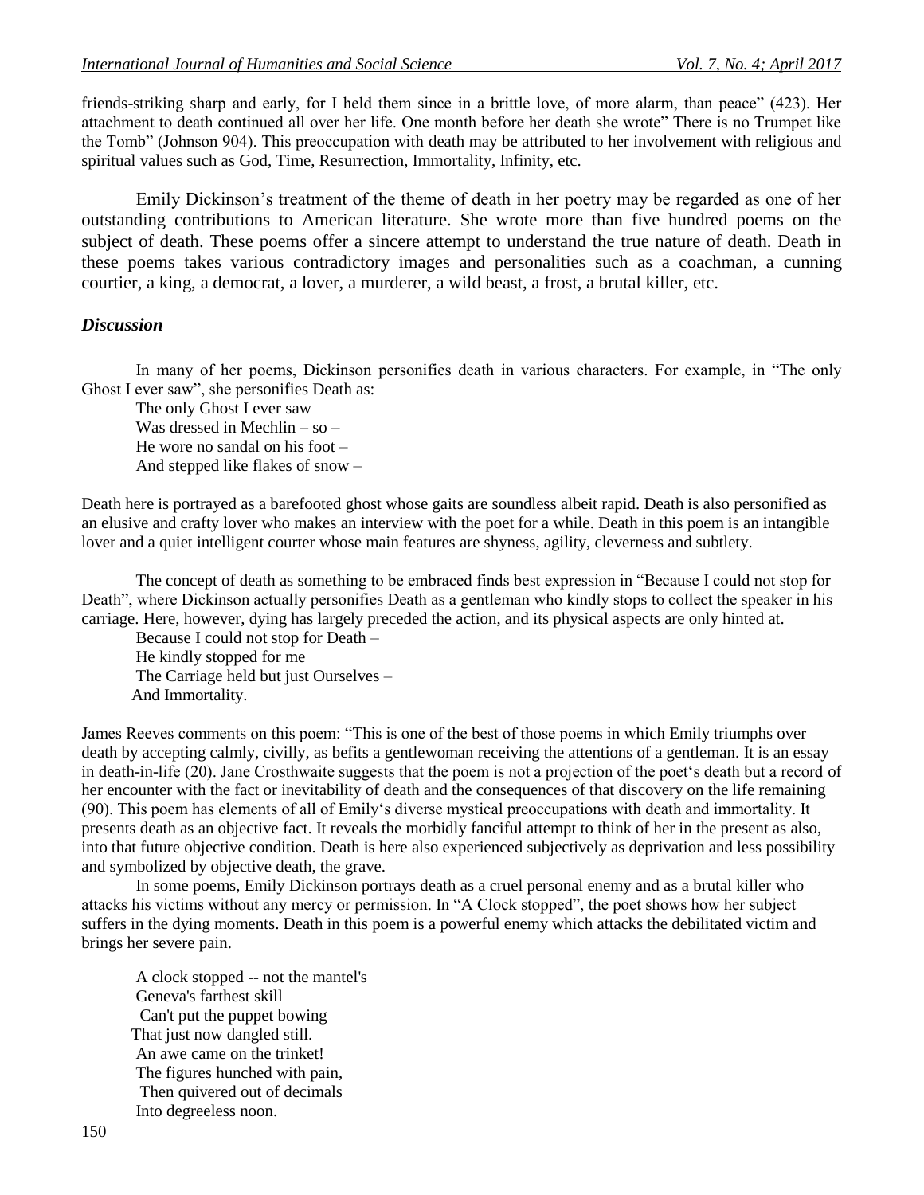friends-striking sharp and early, for I held them since in a brittle love, of more alarm, than peace" (423). Her attachment to death continued all over her life. One month before her death she wrote" There is no Trumpet like the Tomb" (Johnson 904). This preoccupation with death may be attributed to her involvement with religious and spiritual values such as God, Time, Resurrection, Immortality, Infinity, etc.

Emily Dickinson's treatment of the theme of death in her poetry may be regarded as one of her outstanding contributions to American literature. She wrote more than five hundred poems on the subject of death. These poems offer a sincere attempt to understand the true nature of death. Death in these poems takes various contradictory images and personalities such as a coachman, a cunning courtier, a king, a democrat, a lover, a murderer, a wild beast, a frost, a brutal killer, etc.

### *Discussion*

In many of her poems, Dickinson personifies death in various characters. For example, in "The only Ghost I ever saw", she personifies Death as:

The only Ghost I ever saw  
Was dressed in Mechlin – so –  
He wore no sandal on his foot –  
And stepped like flakes of snow –

Death here is portrayed as a barefooted ghost whose gaits are soundless albeit rapid. Death is also personified as an elusive and crafty lover who makes an interview with the poet for a while. Death in this poem is an intangible lover and a quiet intelligent courter whose main features are shyness, agility, cleverness and subtlety.

The concept of death as something to be embraced finds best expression in "Because I could not stop for Death", where Dickinson actually personifies Death as a gentleman who kindly stops to collect the speaker in his carriage. Here, however, dying has largely preceded the action, and its physical aspects are only hinted at.

Because I could not stop for Death –  
He kindly stopped for me  
The Carriage held but just Ourselves –  
And Immortality.

James Reeves comments on this poem: "This is one of the best of those poems in which Emily triumphs over death by accepting calmly, civilly, as befits a gentlewoman receiving the attentions of a gentleman. It is an essay in death-in-life (20). Jane Crosthwaite suggests that the poem is not a projection of the poet's death but a record of her encounter with the fact or inevitability of death and the consequences of that discovery on the life remaining (90). This poem has elements of all of Emily's diverse mystical preoccupations with death and immortality. It presents death as an objective fact. It reveals the morbidly fanciful attempt to think of her in the present as also, into that future objective condition. Death is here also experienced subjectively as deprivation and less possibility and symbolized by objective death, the grave.

In some poems, Emily Dickinson portrays death as a cruel personal enemy and as a brutal killer who attacks his victims without any mercy or permission. In "A Clock stopped", the poet shows how her subject suffers in the dying moments. Death in this poem is a powerful enemy which attacks the debilitated victim and brings her severe pain.

A clock stopped -- not the mantel's  
Geneva's farthest skill  
Can't put the puppet bowing  
That just now dangled still.  
An awe came on the trinket!  
The figures hunched with pain,  
Then quivered out of decimals  
Into degreeless noon.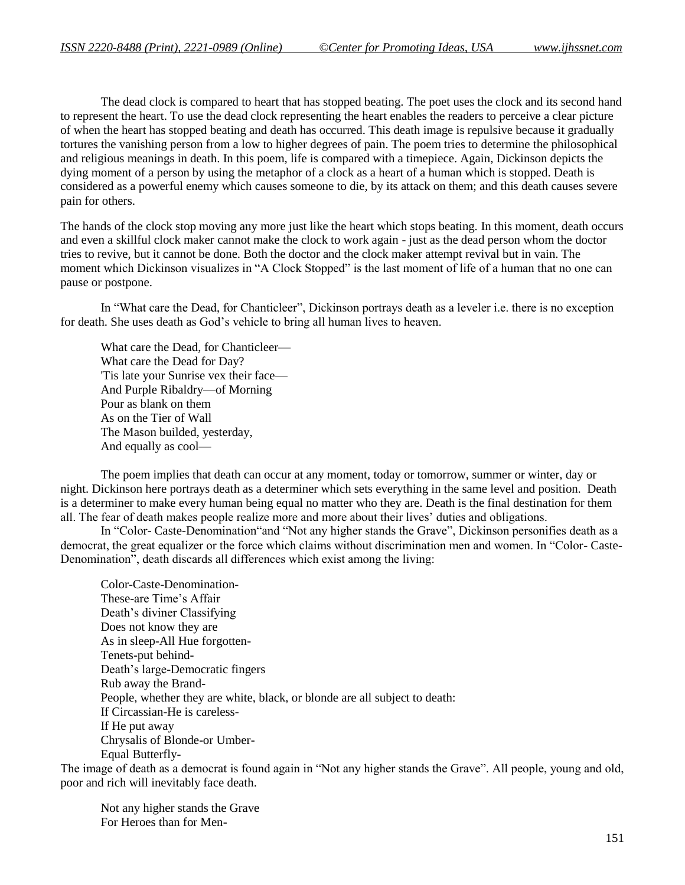The dead clock is compared to heart that has stopped beating. The poet uses the clock and its second hand to represent the heart. To use the dead clock representing the heart enables the readers to perceive a clear picture of when the heart has stopped beating and death has occurred. This death image is repulsive because it gradually tortures the vanishing person from a low to higher degrees of pain. The poem tries to determine the philosophical and religious meanings in death. In this poem, life is compared with a timepiece. Again, Dickinson depicts the dying moment of a person by using the metaphor of a clock as a heart of a human which is stopped. Death is considered as a powerful enemy which causes someone to die, by its attack on them; and this death causes severe pain for others.

The hands of the clock stop moving any more just like the heart which stops beating. In this moment, death occurs and even a skillful clock maker cannot make the clock to work again - just as the dead person whom the doctor tries to revive, but it cannot be done. Both the doctor and the clock maker attempt revival but in vain. The moment which Dickinson visualizes in "A Clock Stopped" is the last moment of life of a human that no one can pause or postpone.

In "What care the Dead, for Chanticleer", Dickinson portrays death as a leveler i.e. there is no exception for death. She uses death as God's vehicle to bring all human lives to heaven.

> What care the Dead, for Chanticleer—
> What care the Dead for Day?
> 'Tis late your Sunrise vex their face—
> And Purple Ribaldry—of Morning
> Pour as blank on them
> As on the Tier of Wall
> The Mason builded, yesterday,
> And equally as cool—

The poem implies that death can occur at any moment, today or tomorrow, summer or winter, day or night. Dickinson here portrays death as a determiner which sets everything in the same level and position. Death is a determiner to make every human being equal no matter who they are. Death is the final destination for them all. The fear of death makes people realize more and more about their lives' duties and obligations.

In "Color- Caste-Denomination"and "Not any higher stands the Grave", Dickinson personifies death as a democrat, the great equalizer or the force which claims without discrimination men and women. In "Color- Caste-Denomination", death discards all differences which exist among the living:

> Color-Caste-Denomination-
> These-are Time's Affair
> Death's diviner Classifying
> Does not know they are
> As in sleep-All Hue forgotten-
> Tenets-put behind-
> Death's large-Democratic fingers
> Rub away the Brand-
> People, whether they are white, black, or blonde are all subject to death:
> If Circassian-He is careless-
> If He put away
> Chrysalis of Blonde-or Umber-
> Equal Butterfly-

The image of death as a democrat is found again in "Not any higher stands the Grave". All people, young and old, poor and rich will inevitably face death.

> Not any higher stands the Grave
> For Heroes than for Men-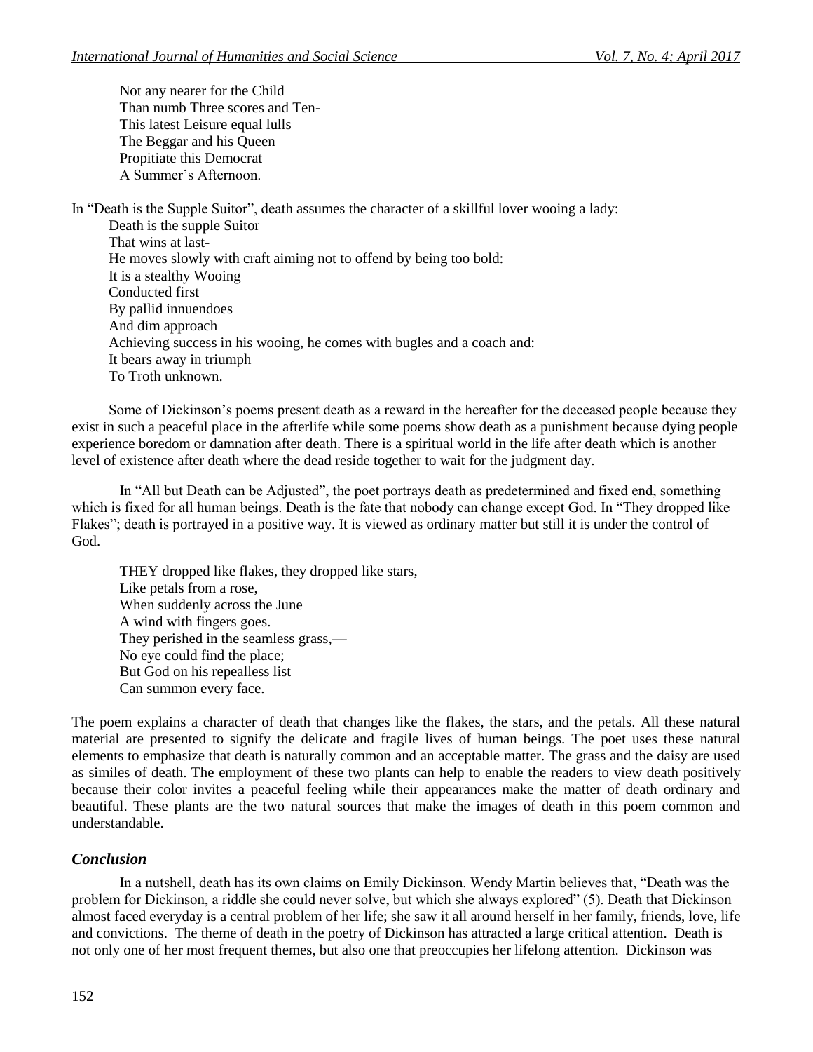Not any nearer for the Child  
Than numb Three scores and Ten-  
This latest Leisure equal lulls  
The Beggar and his Queen  
Propitiate this Democrat  
A Summer's Afternoon.

In "Death is the Supple Suitor", death assumes the character of a skillful lover wooing a lady:

Death is the supple Suitor  
That wins at last-  
He moves slowly with craft aiming not to offend by being too bold:  
It is a stealthy Wooing  
Conducted first  
By pallid innuendoes  
And dim approach  
Achieving success in his wooing, he comes with bugles and a coach and:  
It bears away in triumph  
To Troth unknown.

Some of Dickinson's poems present death as a reward in the hereafter for the deceased people because they exist in such a peaceful place in the afterlife while some poems show death as a punishment because dying people experience boredom or damnation after death. There is a spiritual world in the life after death which is another level of existence after death where the dead reside together to wait for the judgment day.

In "All but Death can be Adjusted", the poet portrays death as predetermined and fixed end, something which is fixed for all human beings. Death is the fate that nobody can change except God. In "They dropped like Flakes"; death is portrayed in a positive way. It is viewed as ordinary matter but still it is under the control of God.

THEY dropped like flakes, they dropped like stars,  
Like petals from a rose,  
When suddenly across the June  
A wind with fingers goes.  
They perished in the seamless grass,—  
No eye could find the place;  
But God on his repealless list  
Can summon every face.

The poem explains a character of death that changes like the flakes, the stars, and the petals. All these natural material are presented to signify the delicate and fragile lives of human beings. The poet uses these natural elements to emphasize that death is naturally common and an acceptable matter. The grass and the daisy are used as similes of death. The employment of these two plants can help to enable the readers to view death positively because their color invites a peaceful feeling while their appearances make the matter of death ordinary and beautiful. These plants are the two natural sources that make the images of death in this poem common and understandable.

## *Conclusion*

In a nutshell, death has its own claims on Emily Dickinson. Wendy Martin believes that, "Death was the problem for Dickinson, a riddle she could never solve, but which she always explored" (5). Death that Dickinson almost faced everyday is a central problem of her life; she saw it all around herself in her family, friends, love, life and convictions. The theme of death in the poetry of Dickinson has attracted a large critical attention. Death is not only one of her most frequent themes, but also one that preoccupies her lifelong attention. Dickinson was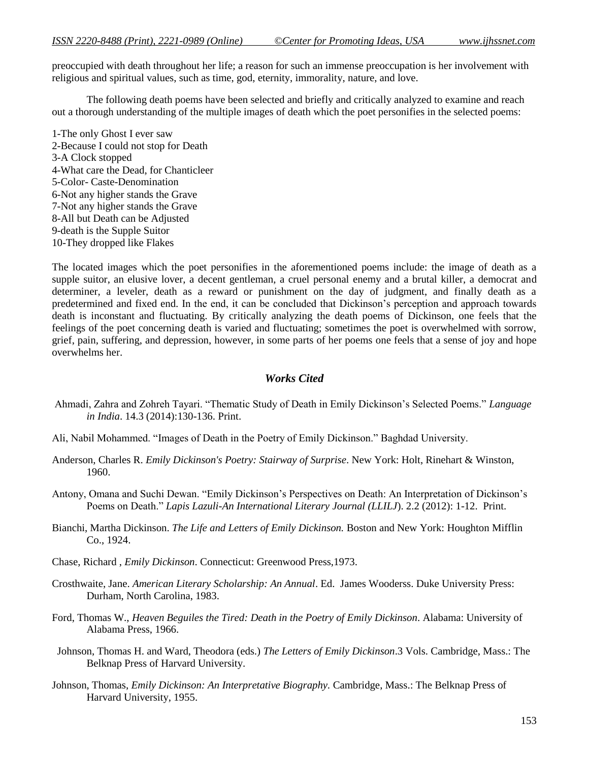preoccupied with death throughout her life; a reason for such an immense preoccupation is her involvement with religious and spiritual values, such as time, god, eternity, immorality, nature, and love.

The following death poems have been selected and briefly and critically analyzed to examine and reach out a thorough understanding of the multiple images of death which the poet personifies in the selected poems:

1-The only Ghost I ever saw
2-Because I could not stop for Death
3-A Clock stopped
4-What care the Dead, for Chanticleer
5-Color- Caste-Denomination
6-Not any higher stands the Grave
7-Not any higher stands the Grave
8-All but Death can be Adjusted
9-death is the Supple Suitor
10-They dropped like Flakes

The located images which the poet personifies in the aforementioned poems include: the image of death as a supple suitor, an elusive lover, a decent gentleman, a cruel personal enemy and a brutal killer, a democrat and determiner, a leveler, death as a reward or punishment on the day of judgment, and finally death as a predetermined and fixed end. In the end, it can be concluded that Dickinson's perception and approach towards death is inconstant and fluctuating. By critically analyzing the death poems of Dickinson, one feels that the feelings of the poet concerning death is varied and fluctuating; sometimes the poet is overwhelmed with sorrow, grief, pain, suffering, and depression, however, in some parts of her poems one feels that a sense of joy and hope overwhelms her.

## ***Works Cited***

Ahmadi, Zahra and Zohreh Tayari. "Thematic Study of Death in Emily Dickinson's Selected Poems." *Language in India*. 14.3 (2014):130-136. Print.

Ali, Nabil Mohammed. "Images of Death in the Poetry of Emily Dickinson." Baghdad University.

Anderson, Charles R. *Emily Dickinson's Poetry: Stairway of Surprise*. New York: Holt, Rinehart & Winston, 1960.

Antony, Omana and Suchi Dewan. "Emily Dickinson's Perspectives on Death: An Interpretation of Dickinson's Poems on Death." *Lapis Lazuli-An International Literary Journal (LLILJ*). 2.2 (2012): 1-12. Print.

Bianchi, Martha Dickinson. *The Life and Letters of Emily Dickinson.* Boston and New York: Houghton Mifflin Co., 1924.

Chase, Richard , *Emily Dickinson*. Connecticut: Greenwood Press,1973.

Crosthwaite, Jane. *American Literary Scholarship: An Annual*. Ed. James Wooderss. Duke University Press: Durham, North Carolina, 1983.

Ford, Thomas W., *Heaven Beguiles the Tired: Death in the Poetry of Emily Dickinson*. Alabama: University of Alabama Press, 1966.

Johnson, Thomas H. and Ward, Theodora (eds.) *The Letters of Emily Dickinson*.3 Vols. Cambridge, Mass.: The Belknap Press of Harvard University.

Johnson, Thomas, *Emily Dickinson: An Interpretative Biography.* Cambridge, Mass.: The Belknap Press of Harvard University, 1955.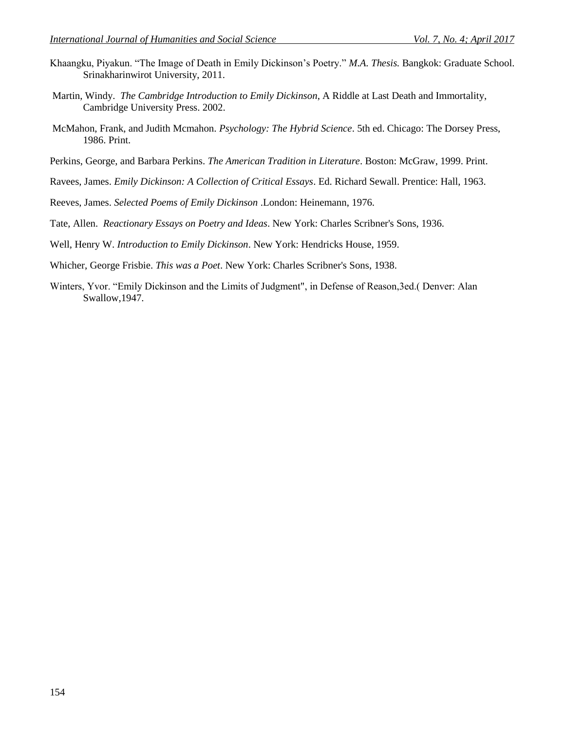Khaangku, Piyakun. “The Image of Death in Emily Dickinson’s Poetry.” *M.A. Thesis.* Bangkok: Graduate School. Srinakharinwirot University, 2011.

Martin, Windy. *The Cambridge Introduction to Emily Dickinson*, A Riddle at Last Death and Immortality, Cambridge University Press. 2002.

McMahon, Frank, and Judith Mcmahon. *Psychology: The Hybrid Science*. 5th ed. Chicago: The Dorsey Press, 1986. Print.

Perkins, George, and Barbara Perkins. *The American Tradition in Literature*. Boston: McGraw, 1999. Print.

Ravees, James. *Emily Dickinson: A Collection of Critical Essays*. Ed. Richard Sewall. Prentice: Hall, 1963.

Reeves, James. *Selected Poems of Emily Dickinson* .London: Heinemann, 1976.

Tate, Allen. *Reactionary Essays on Poetry and Ideas*. New York: Charles Scribner's Sons, 1936.

Well, Henry W. *Introduction to Emily Dickinson*. New York: Hendricks House, 1959.

Whicher, George Frisbie. *This was a Poet*. New York: Charles Scribner's Sons, 1938.

Winters, Yvor. “Emily Dickinson and the Limits of Judgment", in Defense of Reason,3ed.( Denver: Alan Swallow,1947.